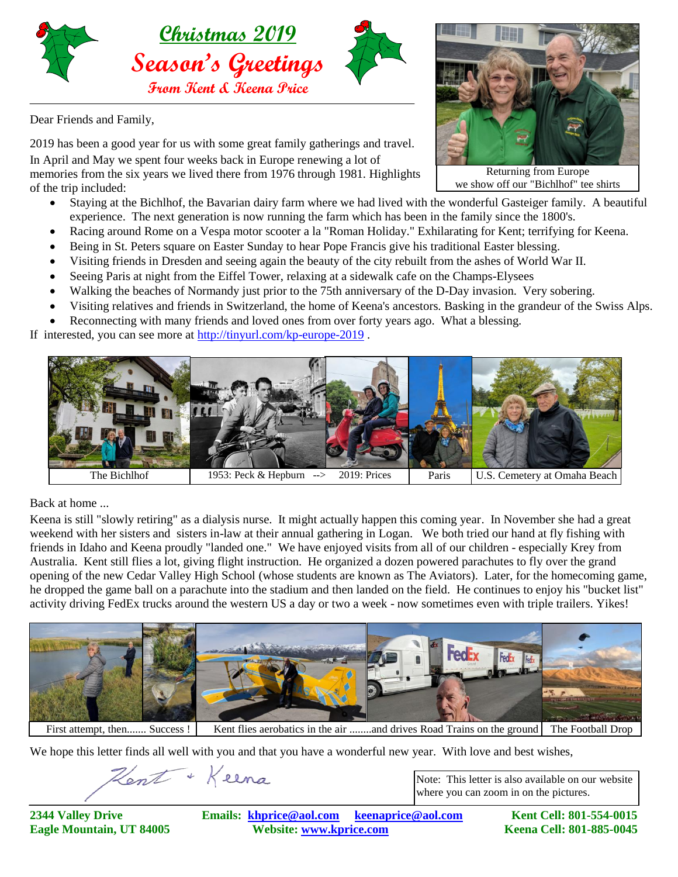# Christmas 2019

## Season's Greetings

### From Kent & Keena Price

Returning from Europe we show off our "Bichlhof" tee shirts

Dear Friends and Family,

2019 has been a good year for us with some great family gatherings and travel. In April and May we spent four weeks back in Europe renewing a lot of memories from the six years we lived there from 1976 through 1981. Highlights of the trip included:

- Staying at the Bichlhof, the Bavarian dairy farm where we had lived with the wonderful Gasteiger family. A beautiful experience. The next generation is now running the farm which has been in the family since the 1800's.
- Racing around Rome on a Vespa motor scooter a la "Roman Holiday." Exhilarating for Kent; terrifying for Keena.
- Being in St. Peters square on Easter Sunday to hear Pope Francis give his traditional Easter blessing.
- Visiting friends in Dresden and seeing again the beauty of the city rebuilt from the ashes of World War II.
- Seeing Paris at night from the Eiffel Tower, relaxing at a sidewalk cafe on the Champs-Elysees
- Walking the beaches of Normandy just prior to the 75th anniversary of the D-Day invasion. Very sobering.
- Visiting relatives and friends in Switzerland, the home of Keena's ancestors. Basking in the grandeur of the Swiss Alps.
- Reconnecting with many friends and loved ones from over forty years ago. What a blessing.

If interested, you can see more at http://tinyurl.com/kp-europe-2019 .

The Bichlhof | 1953: Peck & Hepburn --> 2019: Prices | Paris | U.S. Cemetery at Omaha Beach

Back at home ...

Keena is still "slowly retiring" as a dialysis nurse. It might actually happen this coming year. In November she had a great weekend with her sisters and sisters in-law at their annual gathering in Logan. We both tried our hand at fly fishing with friends in Idaho and Keena proudly "landed one." We have enjoyed visits from all of our children - especially Krey from Australia. Kent still flies a lot, giving flight instruction. He organized a dozen powered parachutes to fly over the grand opening of the new Cedar Valley High School (whose students are known as The Aviators). Later, for the homecoming game, he dropped the game ball on a parachute into the stadium and then landed on the field. He continues to enjoy his "bucket list" activity driving FedEx trucks around the western US a day or two a week - now sometimes even with triple trailers. Yikes!

First attempt, then....... Success ! | Kent flies aerobatics in the air ........and drives Road Trains on the ground | The Football Drop

We hope this letter finds all well with you and that you have a wonderful new year. With love and best wishes,

Kent + Keena

Note: This letter is also available on our website where you can zoom in on the pictures.

**2344 Valley Drive**
**Eagle Mountain, UT 84005**

**Emails: khprice@aol.com keenaprice@aol.com**
**Website: www.kprice.com**

**Kent Cell: 801-554-0015**
**Keena Cell: 801-885-0045**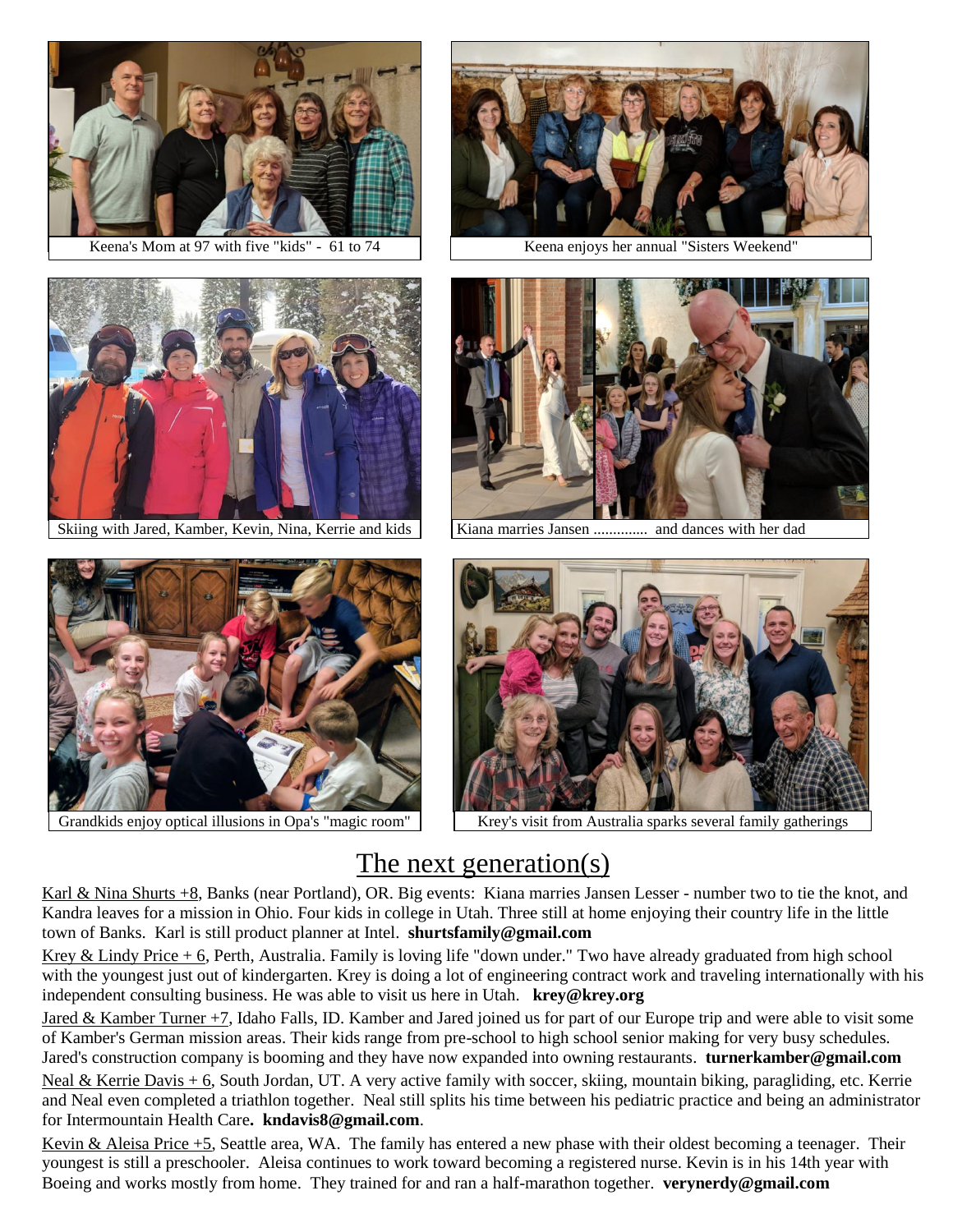Keena's Mom at 97 with five "kids" - 61 to 74

Keena enjoys her annual "Sisters Weekend"

Skiing with Jared, Kamber, Kevin, Nina, Kerrie and kids

Kiana marries Jansen ............. and dances with her dad

Grandkids enjoy optical illusions in Opa's "magic room"

Krey's visit from Australia sparks several family gatherings

# The next generation(s)

Karl & Nina Shurts +8, Banks (near Portland), OR. Big events: Kiana marries Jansen Lesser - number two to tie the knot, and Kandra leaves for a mission in Ohio. Four kids in college in Utah. Three still at home enjoying their country life in the little town of Banks. Karl is still product planner at Intel. **shurtsfamily@gmail.com**

Krey & Lindy Price + 6, Perth, Australia. Family is loving life "down under." Two have already graduated from high school with the youngest just out of kindergarten. Krey is doing a lot of engineering contract work and traveling internationally with his independent consulting business. He was able to visit us here in Utah. **krey@krey.org**

Jared & Kamber Turner +7, Idaho Falls, ID. Kamber and Jared joined us for part of our Europe trip and were able to visit some of Kamber's German mission areas. Their kids range from pre-school to high school senior making for very busy schedules. Jared's construction company is booming and they have now expanded into owning restaurants. **turnerkamber@gmail.com**

Neal & Kerrie Davis + 6, South Jordan, UT. A very active family with soccer, skiing, mountain biking, paragliding, etc. Kerrie and Neal even completed a triathlon together. Neal still splits his time between his pediatric practice and being an administrator for Intermountain Health Care**. kndavis8@gmail.com**.

Kevin & Aleisa Price +5, Seattle area, WA. The family has entered a new phase with their oldest becoming a teenager. Their youngest is still a preschooler. Aleisa continues to work toward becoming a registered nurse. Kevin is in his 14th year with Boeing and works mostly from home. They trained for and ran a half-marathon together. **verynerdy@gmail.com**